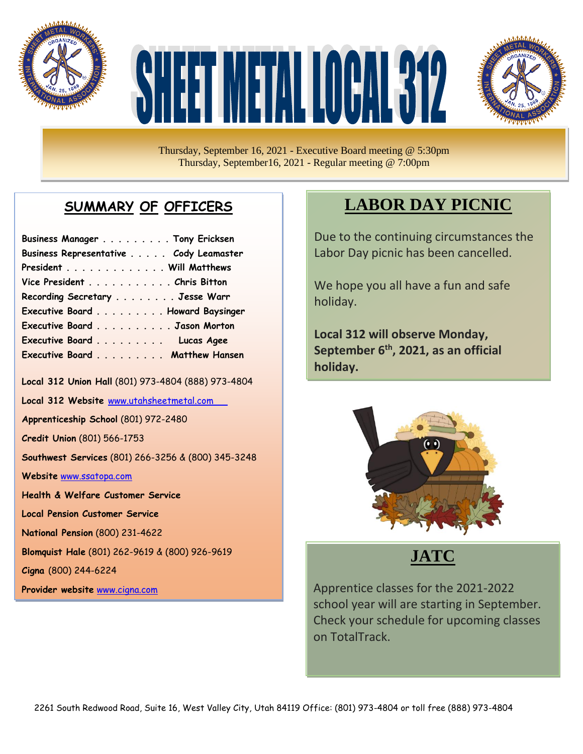# SHEET METAL LOCAL 312

Thursday, September 16, 2021 - Executive Board meeting @ 5:30pm
Thursday, September16, 2021 - Regular meeting @ 7:00pm

## SUMMARY OF OFFICERS

**Business Manager . . . . . . . . . Tony Ericksen**
**Business Representative . . . . . Cody Leamaster**
**President . . . . . . . . . . . . . Will Matthews**
**Vice President . . . . . . . . . . . Chris Bitton**
**Recording Secretary . . . . . . . . Jesse Warr**
**Executive Board . . . . . . . . . Howard Baysinger**
**Executive Board . . . . . . . . . . Jason Morton**
**Executive Board . . . . . . . . . Lucas Agee**
**Executive Board . . . . . . . . . Matthew Hansen**

**Local 312 Union Hall** (801) 973-4804 (888) 973-4804

**Local 312 Website** www.utahsheetmetal.com

**Apprenticeship School** (801) 972-2480

**Credit Union** (801) 566-1753

**Southwest Services** (801) 266-3256 & (800) 345-3248

**Website** www.ssatopa.com

**Health & Welfare Customer Service**

**Local Pension Customer Service**

**National Pension** (800) 231-4622

**Blomquist Hale** (801) 262-9619 & (800) 926-9619

**Cigna** (800) 244-6224

**Provider website** www.cigna.com

## LABOR DAY PICNIC

Due to the continuing circumstances the Labor Day picnic has been cancelled.

We hope you all have a fun and safe holiday.

**Local 312 will observe Monday, September 6th, 2021, as an official holiday.**

## JATC

Apprentice classes for the 2021-2022 school year will are starting in September. Check your schedule for upcoming classes on TotalTrack.

2261 South Redwood Road, Suite 16, West Valley City, Utah 84119 Office: (801) 973-4804 or toll free (888) 973-4804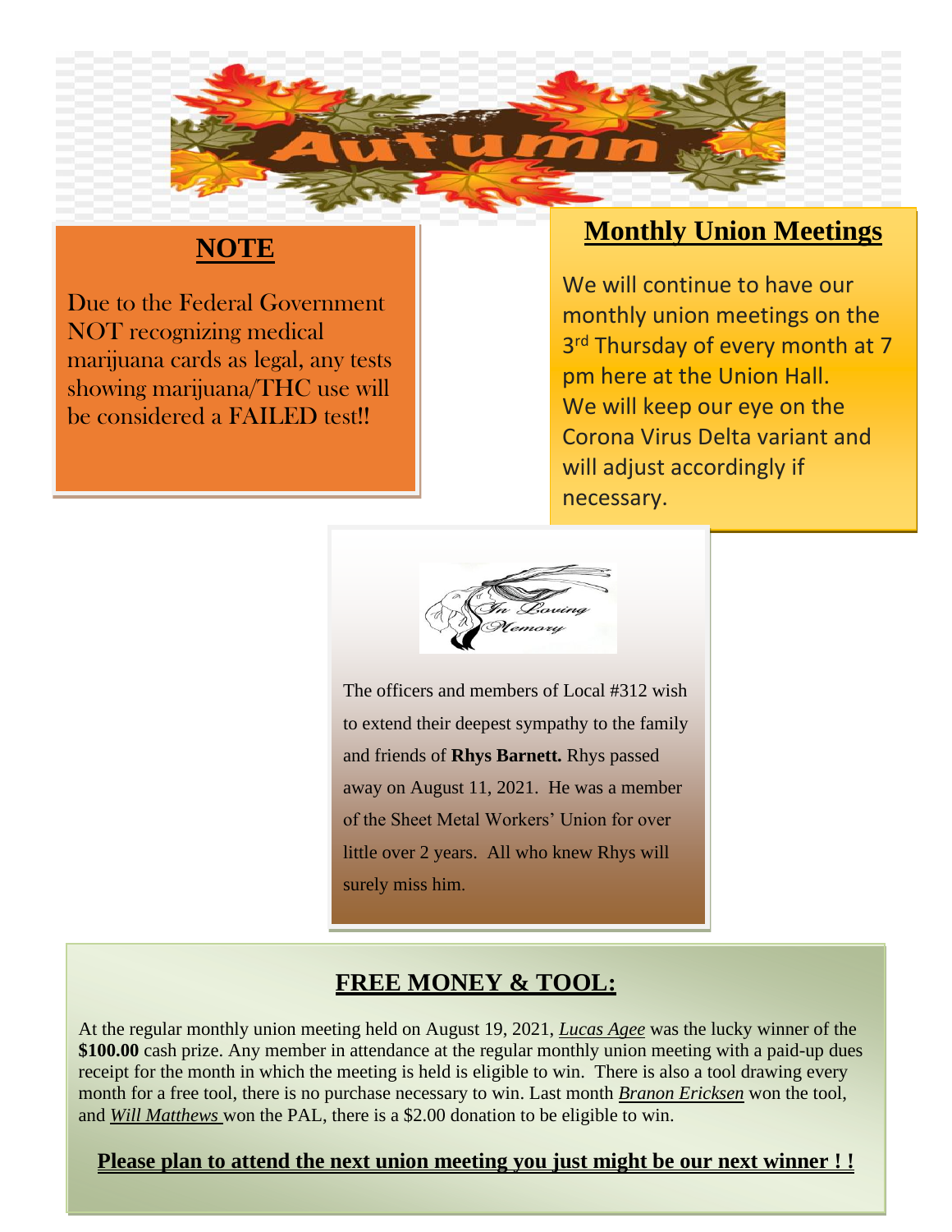Autumn

## NOTE

Due to the Federal Government NOT recognizing medical marijuana cards as legal, any tests showing marijuana/THC use will be considered a FAILED test!!

## Monthly Union Meetings

We will continue to have our monthly union meetings on the 3rd Thursday of every month at 7 pm here at the Union Hall. We will keep our eye on the Corona Virus Delta variant and will adjust accordingly if necessary.

In Loving Memory

The officers and members of Local #312 wish to extend their deepest sympathy to the family and friends of **Rhys Barnett.** Rhys passed away on August 11, 2021. He was a member of the Sheet Metal Workers' Union for over little over 2 years. All who knew Rhys will surely miss him.

## FREE MONEY & TOOL:

At the regular monthly union meeting held on August 19, 2021, ***Lucas Agee*** was the lucky winner of the **$100.00** cash prize. Any member in attendance at the regular monthly union meeting with a paid-up dues receipt for the month in which the meeting is held is eligible to win. There is also a tool drawing every month for a free tool, there is no purchase necessary to win. Last month ***Branon Ericksen*** won the tool, and ***Will Matthews*** won the PAL, there is a $2.00 donation to be eligible to win.

**Please plan to attend the next union meeting you just might be our next winner ! !**